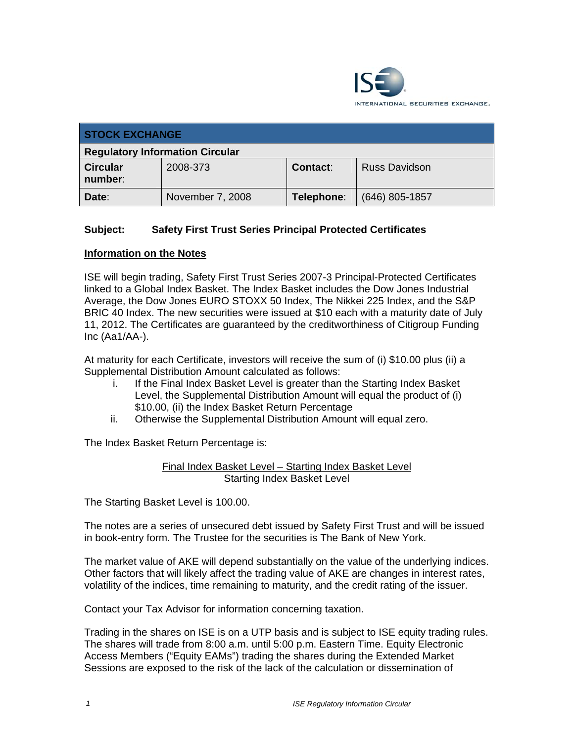ISE INTERNATIONAL SECURITIES EXCHANGE.

| STOCK EXCHANGE | | | |
|---|---|---|---|
| **Regulatory Information Circular** | | | |
| **Circular number**: | 2008-373 | **Contact**: | Russ Davidson |
| **Date**: | November 7, 2008 | **Telephone**: | (646) 805-1857 |

**Subject: Safety First Trust Series Principal Protected Certificates**

**Information on the Notes**

ISE will begin trading, Safety First Trust Series 2007-3 Principal-Protected Certificates linked to a Global Index Basket. The Index Basket includes the Dow Jones Industrial Average, the Dow Jones EURO STOXX 50 Index, The Nikkei 225 Index, and the S&P BRIC 40 Index. The new securities were issued at $10 each with a maturity date of July 11, 2012. The Certificates are guaranteed by the creditworthiness of Citigroup Funding Inc (Aa1/AA-).

At maturity for each Certificate, investors will receive the sum of (i) $10.00 plus (ii) a Supplemental Distribution Amount calculated as follows:

i. If the Final Index Basket Level is greater than the Starting Index Basket Level, the Supplemental Distribution Amount will equal the product of (i) $10.00, (ii) the Index Basket Return Percentage
ii. Otherwise the Supplemental Distribution Amount will equal zero.

The Index Basket Return Percentage is:

$$\frac{\text{Final Index Basket Level – Starting Index Basket Level}}{\text{Starting Index Basket Level}}$$

The Starting Basket Level is 100.00.

The notes are a series of unsecured debt issued by Safety First Trust and will be issued in book-entry form. The Trustee for the securities is The Bank of New York.

The market value of AKE will depend substantially on the value of the underlying indices. Other factors that will likely affect the trading value of AKE are changes in interest rates, volatility of the indices, time remaining to maturity, and the credit rating of the issuer.

Contact your Tax Advisor for information concerning taxation.

Trading in the shares on ISE is on a UTP basis and is subject to ISE equity trading rules. The shares will trade from 8:00 a.m. until 5:00 p.m. Eastern Time. Equity Electronic Access Members ("Equity EAMs") trading the shares during the Extended Market Sessions are exposed to the risk of the lack of the calculation or dissemination of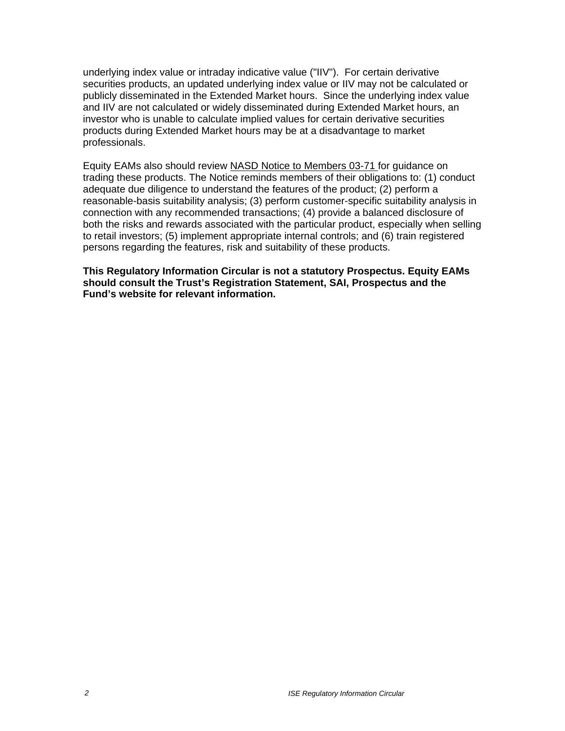underlying index value or intraday indicative value ("IIV"). For certain derivative securities products, an updated underlying index value or IIV may not be calculated or publicly disseminated in the Extended Market hours. Since the underlying index value and IIV are not calculated or widely disseminated during Extended Market hours, an investor who is unable to calculate implied values for certain derivative securities products during Extended Market hours may be at a disadvantage to market professionals.

Equity EAMs also should review NASD Notice to Members 03-71 for guidance on trading these products. The Notice reminds members of their obligations to: (1) conduct adequate due diligence to understand the features of the product; (2) perform a reasonable-basis suitability analysis; (3) perform customer-specific suitability analysis in connection with any recommended transactions; (4) provide a balanced disclosure of both the risks and rewards associated with the particular product, especially when selling to retail investors; (5) implement appropriate internal controls; and (6) train registered persons regarding the features, risk and suitability of these products.

**This Regulatory Information Circular is not a statutory Prospectus. Equity EAMs should consult the Trust's Registration Statement, SAI, Prospectus and the Fund's website for relevant information.**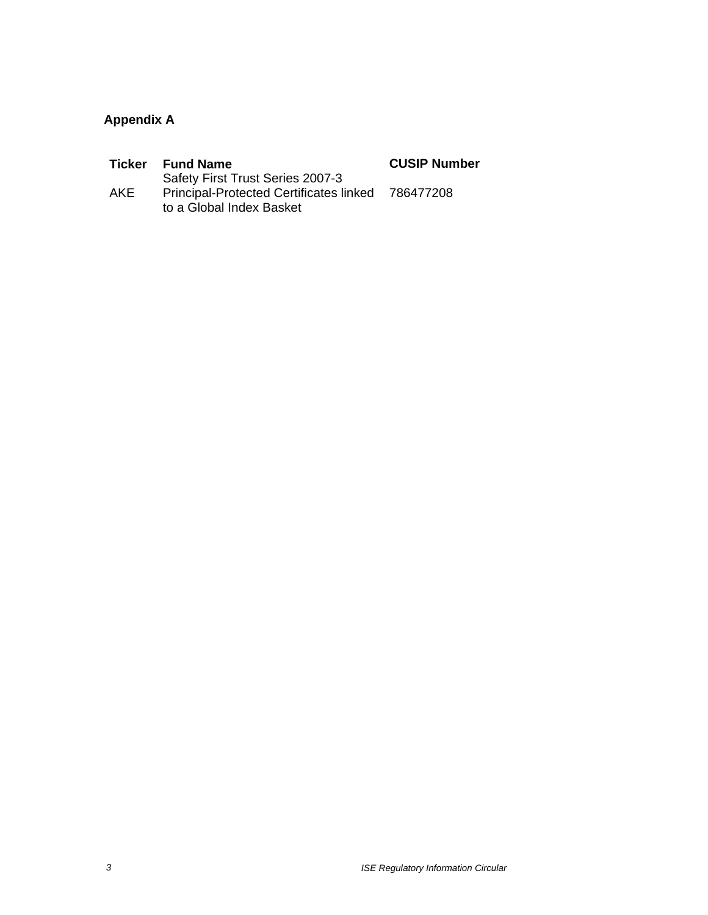## Appendix A

| Ticker | Fund Name | CUSIP Number |
| --- | --- | --- |
| AKE | Safety First Trust Series 2007-3 Principal-Protected Certificates linked to a Global Index Basket | 786477208 |